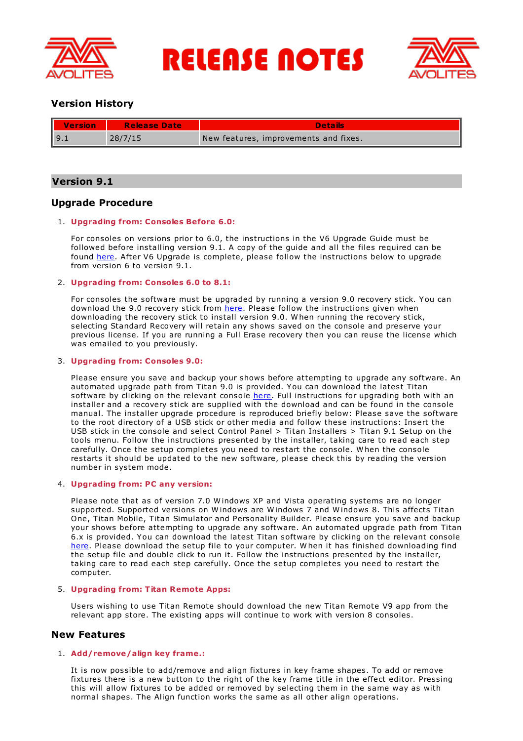# RELEASE NOTES

## Version History

| Version | Release Date | Details |
|---|---|---|
| 9.1 | 28/7/15 | New features, improvements and fixes. |

## Version 9.1

### Upgrade Procedure

1. **Upgrading from: Consoles Before 6.0:**

   For consoles on versions prior to 6.0, the instructions in the V6 Upgrade Guide must be followed before installing version 9.1. A copy of the guide and all the files required can be found here. After V6 Upgrade is complete, please follow the instructions below to upgrade from version 6 to version 9.1.

2. **Upgrading from: Consoles 6.0 to 8.1:**

   For consoles the software must be upgraded by running a version 9.0 recovery stick. You can download the 9.0 recovery stick from here. Please follow the instructions given when downloading the recovery stick to install version 9.0. When running the recovery stick, selecting Standard Recovery will retain any shows saved on the console and preserve your previous license. If you are running a Full Erase recovery then you can reuse the license which was emailed to you previously.

3. **Upgrading from: Consoles 9.0:**

   Please ensure you save and backup your shows before attempting to upgrade any software. An automated upgrade path from Titan 9.0 is provided. You can download the latest Titan software by clicking on the relevant console here. Full instructions for upgrading both with an installer and a recovery stick are supplied with the download and can be found in the console manual. The installer upgrade procedure is reproduced briefly below: Please save the software to the root directory of a USB stick or other media and follow these instructions: Insert the USB stick in the console and select Control Panel > Titan Installers > Titan 9.1 Setup on the tools menu. Follow the instructions presented by the installer, taking care to read each step carefully. Once the setup completes you need to restart the console. When the console restarts it should be updated to the new software, please check this by reading the version number in system mode.

4. **Upgrading from: PC any version:**

   Please note that as of version 7.0 Windows XP and Vista operating systems are no longer supported. Supported versions on Windows are Windows 7 and Windows 8. This affects Titan One, Titan Mobile, Titan Simulator and Personality Builder. Please ensure you save and backup your shows before attempting to upgrade any software. An automated upgrade path from Titan 6.x is provided. You can download the latest Titan software by clicking on the relevant console here. Please download the setup file to your computer. When it has finished downloading find the setup file and double click to run it. Follow the instructions presented by the installer, taking care to read each step carefully. Once the setup completes you need to restart the computer.

5. **Upgrading from: Titan Remote Apps:**

   Users wishing to use Titan Remote should download the new Titan Remote V9 app from the relevant app store. The existing apps will continue to work with version 8 consoles.

### New Features

1. **Add/remove/align key frame.:**

   It is now possible to add/remove and align fixtures in key frame shapes. To add or remove fixtures there is a new button to the right of the key frame title in the effect editor. Pressing this will allow fixtures to be added or removed by selecting them in the same way as with normal shapes. The Align function works the same as all other align operations.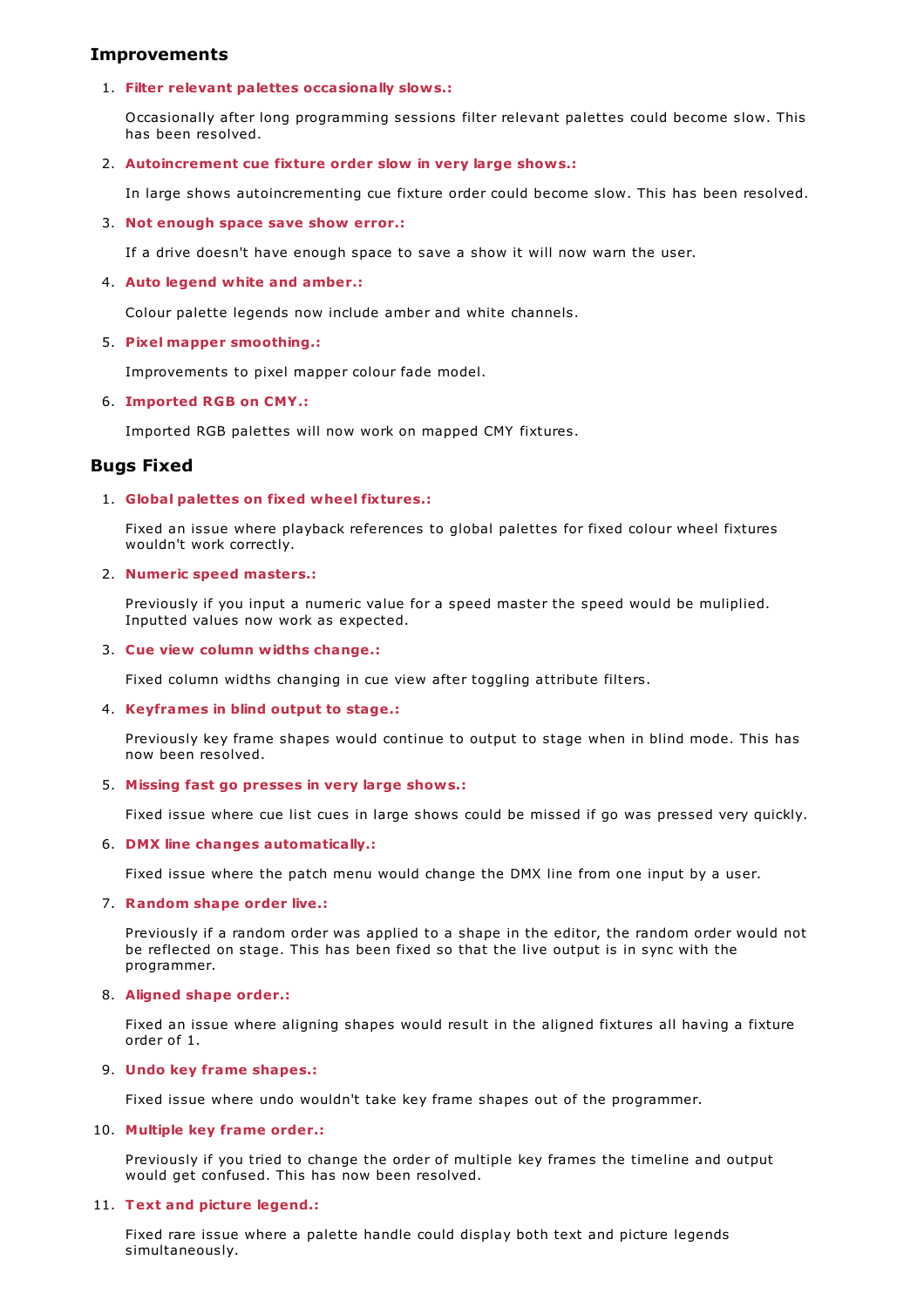## Improvements

1. **Filter relevant palettes occasionally slows.:**

   Occasionally after long programming sessions filter relevant palettes could become slow. This has been resolved.

2. **Autoincrement cue fixture order slow in very large shows.:**

   In large shows autoincrementing cue fixture order could become slow. This has been resolved.

3. **Not enough space save show error.:**

   If a drive doesn't have enough space to save a show it will now warn the user.

4. **Auto legend white and amber.:**

   Colour palette legends now include amber and white channels.

5. **Pixel mapper smoothing.:**

   Improvements to pixel mapper colour fade model.

6. **Imported RGB on CMY.:**

   Imported RGB palettes will now work on mapped CMY fixtures.

## Bugs Fixed

1. **Global palettes on fixed wheel fixtures.:**

   Fixed an issue where playback references to global palettes for fixed colour wheel fixtures wouldn't work correctly.

2. **Numeric speed masters.:**

   Previously if you input a numeric value for a speed master the speed would be muliplied. Inputted values now work as expected.

3. **Cue view column widths change.:**

   Fixed column widths changing in cue view after toggling attribute filters.

4. **Keyframes in blind output to stage.:**

   Previously key frame shapes would continue to output to stage when in blind mode. This has now been resolved.

5. **Missing fast go presses in very large shows.:**

   Fixed issue where cue list cues in large shows could be missed if go was pressed very quickly.

6. **DMX line changes automatically.:**

   Fixed issue where the patch menu would change the DMX line from one input by a user.

7. **Random shape order live.:**

   Previously if a random order was applied to a shape in the editor, the random order would not be reflected on stage. This has been fixed so that the live output is in sync with the programmer.

8. **Aligned shape order.:**

   Fixed an issue where aligning shapes would result in the aligned fixtures all having a fixture order of 1.

9. **Undo key frame shapes.:**

   Fixed issue where undo wouldn't take key frame shapes out of the programmer.

10. **Multiple key frame order.:**

    Previously if you tried to change the order of multiple key frames the timeline and output would get confused. This has now been resolved.

11. **Text and picture legend.:**

    Fixed rare issue where a palette handle could display both text and picture legends simultaneously.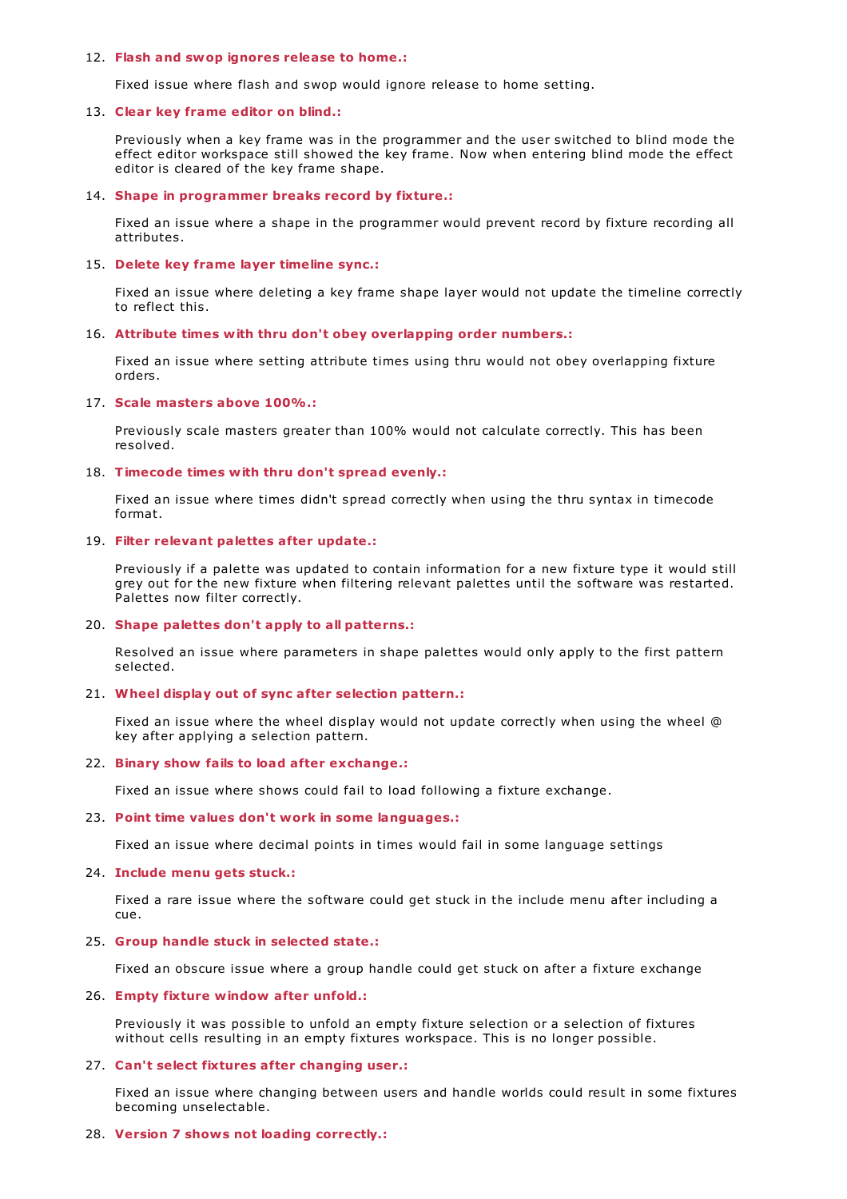12. **Flash and swop ignores release to home.:**

    Fixed issue where flash and swop would ignore release to home setting.

13. **Clear key frame editor on blind.:**

    Previously when a key frame was in the programmer and the user switched to blind mode the effect editor workspace still showed the key frame. Now when entering blind mode the effect editor is cleared of the key frame shape.

14. **Shape in programmer breaks record by fixture.:**

    Fixed an issue where a shape in the programmer would prevent record by fixture recording all attributes.

15. **Delete key frame layer timeline sync.:**

    Fixed an issue where deleting a key frame shape layer would not update the timeline correctly to reflect this.

16. **Attribute times with thru don't obey overlapping order numbers.:**

    Fixed an issue where setting attribute times using thru would not obey overlapping fixture orders.

17. **Scale masters above 100%.:**

    Previously scale masters greater than 100% would not calculate correctly. This has been resolved.

18. **Timecode times with thru don't spread evenly.:**

    Fixed an issue where times didn't spread correctly when using the thru syntax in timecode format.

19. **Filter relevant palettes after update.:**

    Previously if a palette was updated to contain information for a new fixture type it would still grey out for the new fixture when filtering relevant palettes until the software was restarted. Palettes now filter correctly.

20. **Shape palettes don't apply to all patterns.:**

    Resolved an issue where parameters in shape palettes would only apply to the first pattern selected.

21. **Wheel display out of sync after selection pattern.:**

    Fixed an issue where the wheel display would not update correctly when using the wheel @ key after applying a selection pattern.

22. **Binary show fails to load after exchange.:**

    Fixed an issue where shows could fail to load following a fixture exchange.

23. **Point time values don't work in some languages.:**

    Fixed an issue where decimal points in times would fail in some language settings

24. **Include menu gets stuck.:**

    Fixed a rare issue where the software could get stuck in the include menu after including a cue.

25. **Group handle stuck in selected state.:**

    Fixed an obscure issue where a group handle could get stuck on after a fixture exchange

26. **Empty fixture window after unfold.:**

    Previously it was possible to unfold an empty fixture selection or a selection of fixtures without cells resulting in an empty fixtures workspace. This is no longer possible.

27. **Can't select fixtures after changing user.:**

    Fixed an issue where changing between users and handle worlds could result in some fixtures becoming unselectable.

28. **Version 7 shows not loading correctly.:**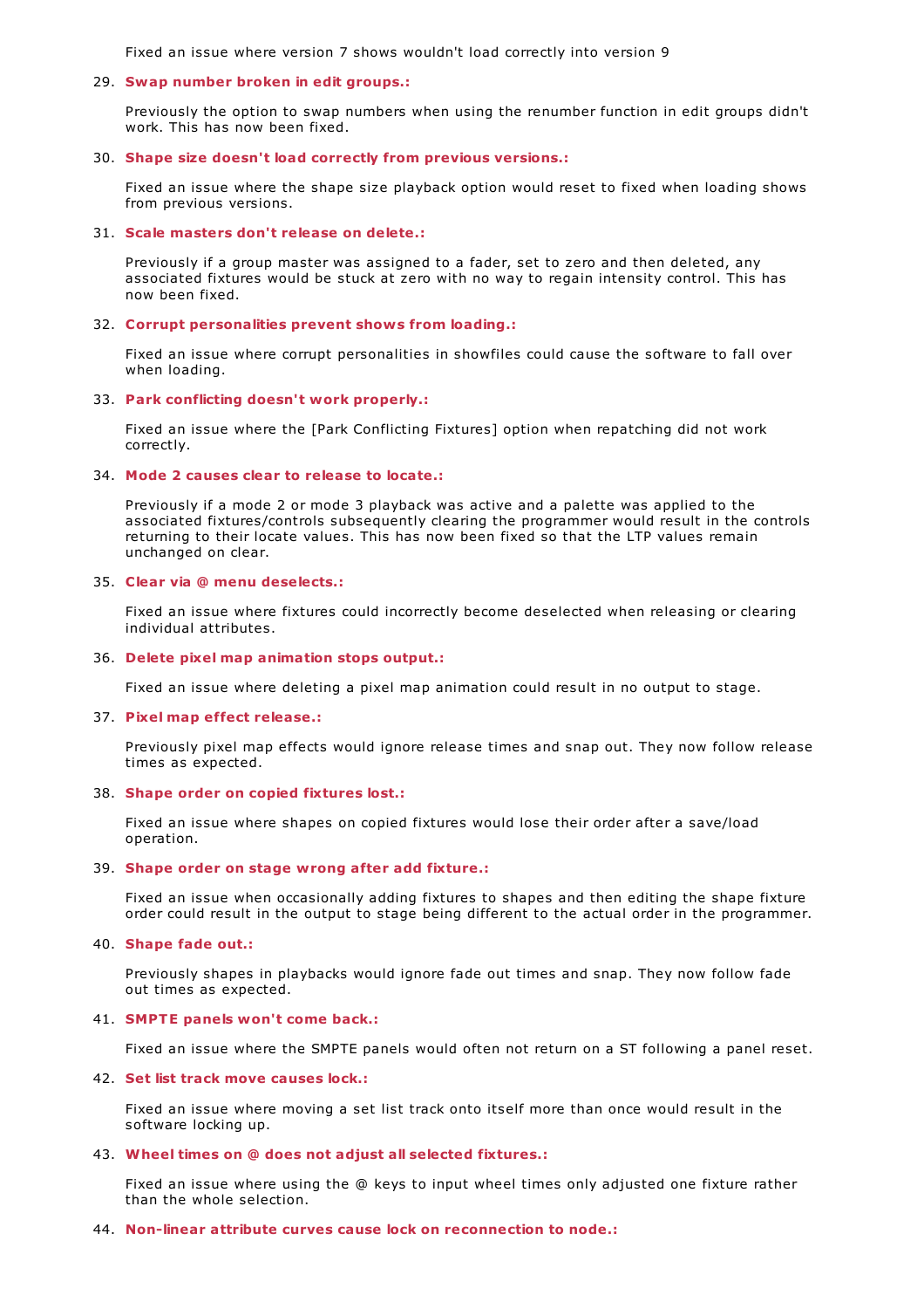Fixed an issue where version 7 shows wouldn't load correctly into version 9

29. **Swap number broken in edit groups.:**

    Previously the option to swap numbers when using the renumber function in edit groups didn't work. This has now been fixed.

30. **Shape size doesn't load correctly from previous versions.:**

    Fixed an issue where the shape size playback option would reset to fixed when loading shows from previous versions.

31. **Scale masters don't release on delete.:**

    Previously if a group master was assigned to a fader, set to zero and then deleted, any associated fixtures would be stuck at zero with no way to regain intensity control. This has now been fixed.

32. **Corrupt personalities prevent shows from loading.:**

    Fixed an issue where corrupt personalities in showfiles could cause the software to fall over when loading.

33. **Park conflicting doesn't work properly.:**

    Fixed an issue where the [Park Conflicting Fixtures] option when repatching did not work correctly.

34. **Mode 2 causes clear to release to locate.:**

    Previously if a mode 2 or mode 3 playback was active and a palette was applied to the associated fixtures/controls subsequently clearing the programmer would result in the controls returning to their locate values. This has now been fixed so that the LTP values remain unchanged on clear.

35. **Clear via @ menu deselects.:**

    Fixed an issue where fixtures could incorrectly become deselected when releasing or clearing individual attributes.

36. **Delete pixel map animation stops output.:**

    Fixed an issue where deleting a pixel map animation could result in no output to stage.

37. **Pixel map effect release.:**

    Previously pixel map effects would ignore release times and snap out. They now follow release times as expected.

38. **Shape order on copied fixtures lost.:**

    Fixed an issue where shapes on copied fixtures would lose their order after a save/load operation.

39. **Shape order on stage wrong after add fixture.:**

    Fixed an issue when occasionally adding fixtures to shapes and then editing the shape fixture order could result in the output to stage being different to the actual order in the programmer.

40. **Shape fade out.:**

    Previously shapes in playbacks would ignore fade out times and snap. They now follow fade out times as expected.

41. **SMPTE panels won't come back.:**

    Fixed an issue where the SMPTE panels would often not return on a ST following a panel reset.

42. **Set list track move causes lock.:**

    Fixed an issue where moving a set list track onto itself more than once would result in the software locking up.

43. **Wheel times on @ does not adjust all selected fixtures.:**

    Fixed an issue where using the @ keys to input wheel times only adjusted one fixture rather than the whole selection.

44. **Non-linear attribute curves cause lock on reconnection to node.:**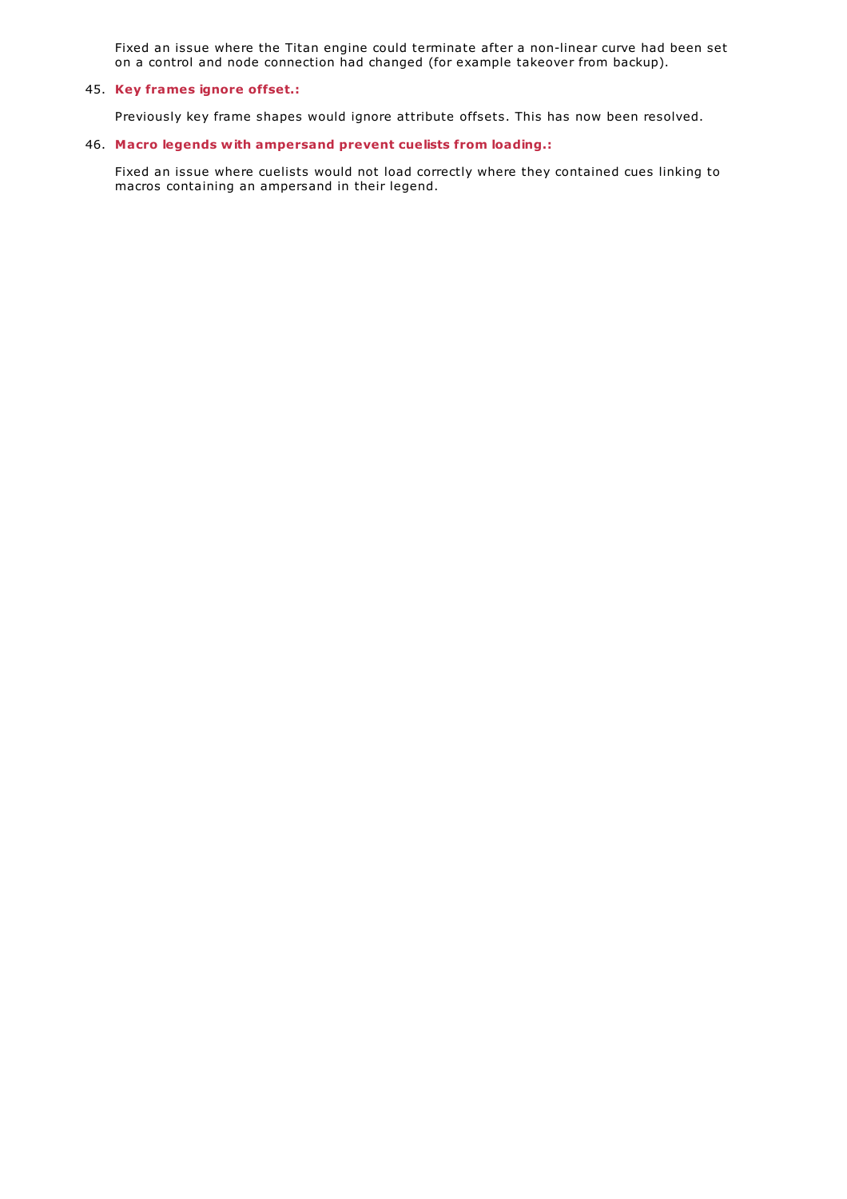Fixed an issue where the Titan engine could terminate after a non-linear curve had been set on a control and node connection had changed (for example takeover from backup).

45. **Key frames ignore offset.:**

    Previously key frame shapes would ignore attribute offsets. This has now been resolved.

46. **Macro legends with ampersand prevent cuelists from loading.:**

    Fixed an issue where cuelists would not load correctly where they contained cues linking to macros containing an ampersand in their legend.